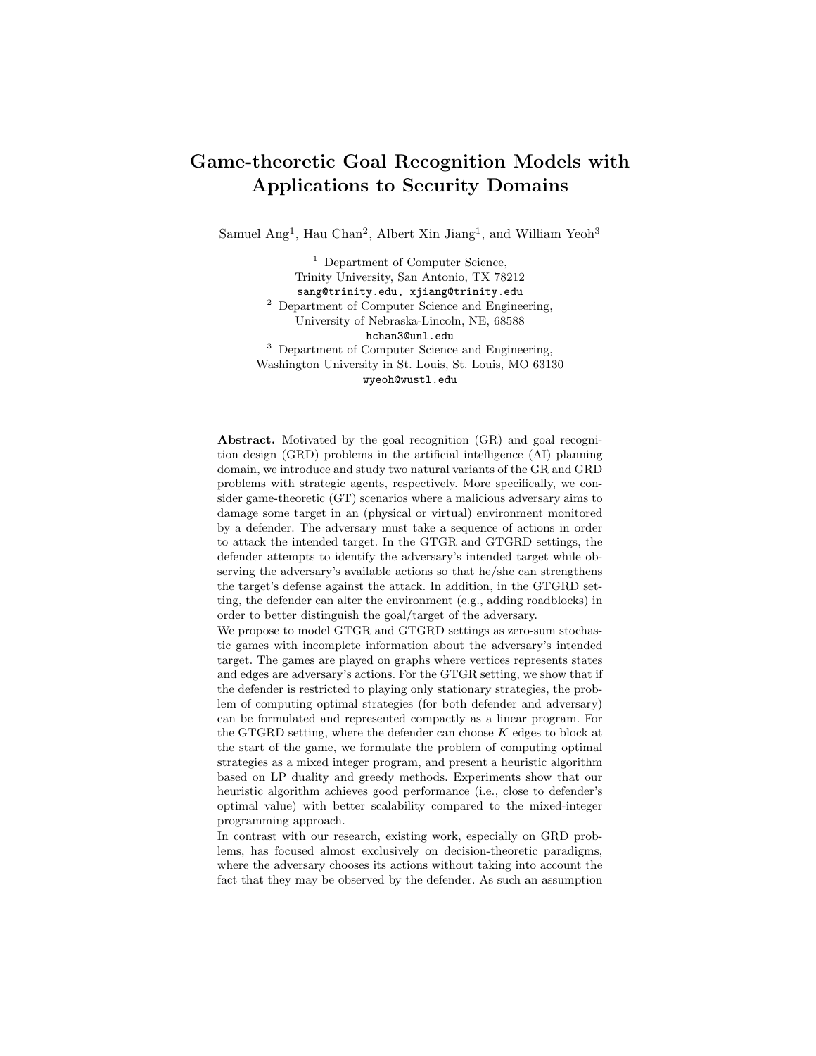# Game-theoretic Goal Recognition Models with Applications to Security Domains

Samuel Ang[1], Hau Chan[2], Albert Xin Jiang[1], and William Yeoh[3]

[1] Department of Computer Science,
Trinity University, San Antonio, TX 78212
sang@trinity.edu, xjiang@trinity.edu

[2] Department of Computer Science and Engineering,
University of Nebraska-Lincoln, NE, 68588
hchan3@unl.edu

[3] Department of Computer Science and Engineering,
Washington University in St. Louis, St. Louis, MO 63130
wyeoh@wustl.edu

**Abstract.** Motivated by the goal recognition (GR) and goal recognition design (GRD) problems in the artificial intelligence (AI) planning domain, we introduce and study two natural variants of the GR and GRD problems with strategic agents, respectively. More specifically, we consider game-theoretic (GT) scenarios where a malicious adversary aims to damage some target in an (physical or virtual) environment monitored by a defender. The adversary must take a sequence of actions in order to attack the intended target. In the GTGR and GTGRD settings, the defender attempts to identify the adversary's intended target while observing the adversary's available actions so that he/she can strengthens the target's defense against the attack. In addition, in the GTGRD setting, the defender can alter the environment (e.g., adding roadblocks) in order to better distinguish the goal/target of the adversary.

We propose to model GTGR and GTGRD settings as zero-sum stochastic games with incomplete information about the adversary's intended target. The games are played on graphs where vertices represents states and edges are adversary's actions. For the GTGR setting, we show that if the defender is restricted to playing only stationary strategies, the problem of computing optimal strategies (for both defender and adversary) can be formulated and represented compactly as a linear program. For the GTGRD setting, where the defender can choose $K$ edges to block at the start of the game, we formulate the problem of computing optimal strategies as a mixed integer program, and present a heuristic algorithm based on LP duality and greedy methods. Experiments show that our heuristic algorithm achieves good performance (i.e., close to defender's optimal value) with better scalability compared to the mixed-integer programming approach.

In contrast with our research, existing work, especially on GRD problems, has focused almost exclusively on decision-theoretic paradigms, where the adversary chooses its actions without taking into account the fact that they may be observed by the defender. As such an assumption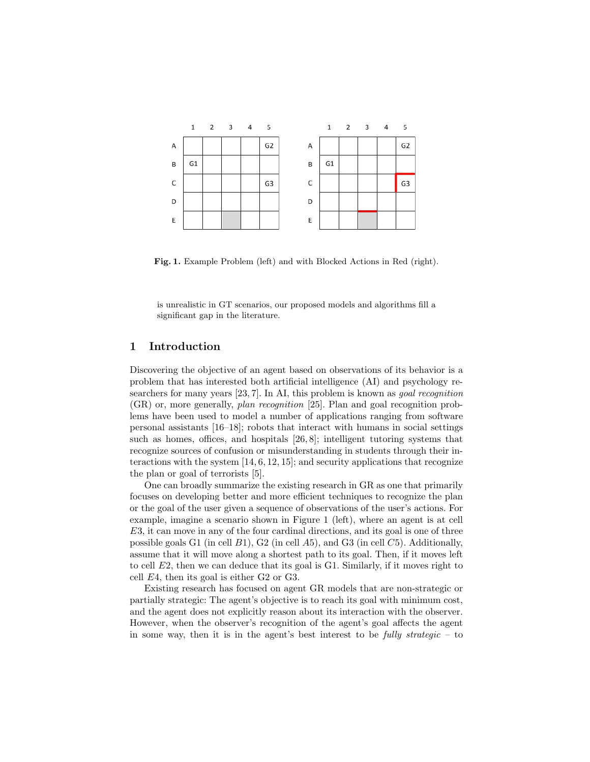**Fig. 1.** Example Problem (left) and with Blocked Actions in Red (right).

is unrealistic in GT scenarios, our proposed models and algorithms fill a significant gap in the literature.

## 1 Introduction

Discovering the objective of an agent based on observations of its behavior is a problem that has interested both artificial intelligence (AI) and psychology researchers for many years [23, 7]. In AI, this problem is known as *goal recognition* (GR) or, more generally, *plan recognition* [25]. Plan and goal recognition problems have been used to model a number of applications ranging from software personal assistants [16–18]; robots that interact with humans in social settings such as homes, offices, and hospitals [26, 8]; intelligent tutoring systems that recognize sources of confusion or misunderstanding in students through their interactions with the system [14, 6, 12, 15]; and security applications that recognize the plan or goal of terrorists [5].

One can broadly summarize the existing research in GR as one that primarily focuses on developing better and more efficient techniques to recognize the plan or the goal of the user given a sequence of observations of the user's actions. For example, imagine a scenario shown in Figure 1 (left), where an agent is at cell $E3$, it can move in any of the four cardinal directions, and its goal is one of three possible goals G1 (in cell $B1$), G2 (in cell $A5$), and G3 (in cell $C5$). Additionally, assume that it will move along a shortest path to its goal. Then, if it moves left to cell $E2$, then we can deduce that its goal is G1. Similarly, if it moves right to cell $E4$, then its goal is either G2 or G3.

Existing research has focused on agent GR models that are non-strategic or partially strategic: The agent's objective is to reach its goal with minimum cost, and the agent does not explicitly reason about its interaction with the observer. However, when the observer's recognition of the agent's goal affects the agent in some way, then it is in the agent's best interest to be *fully strategic* – to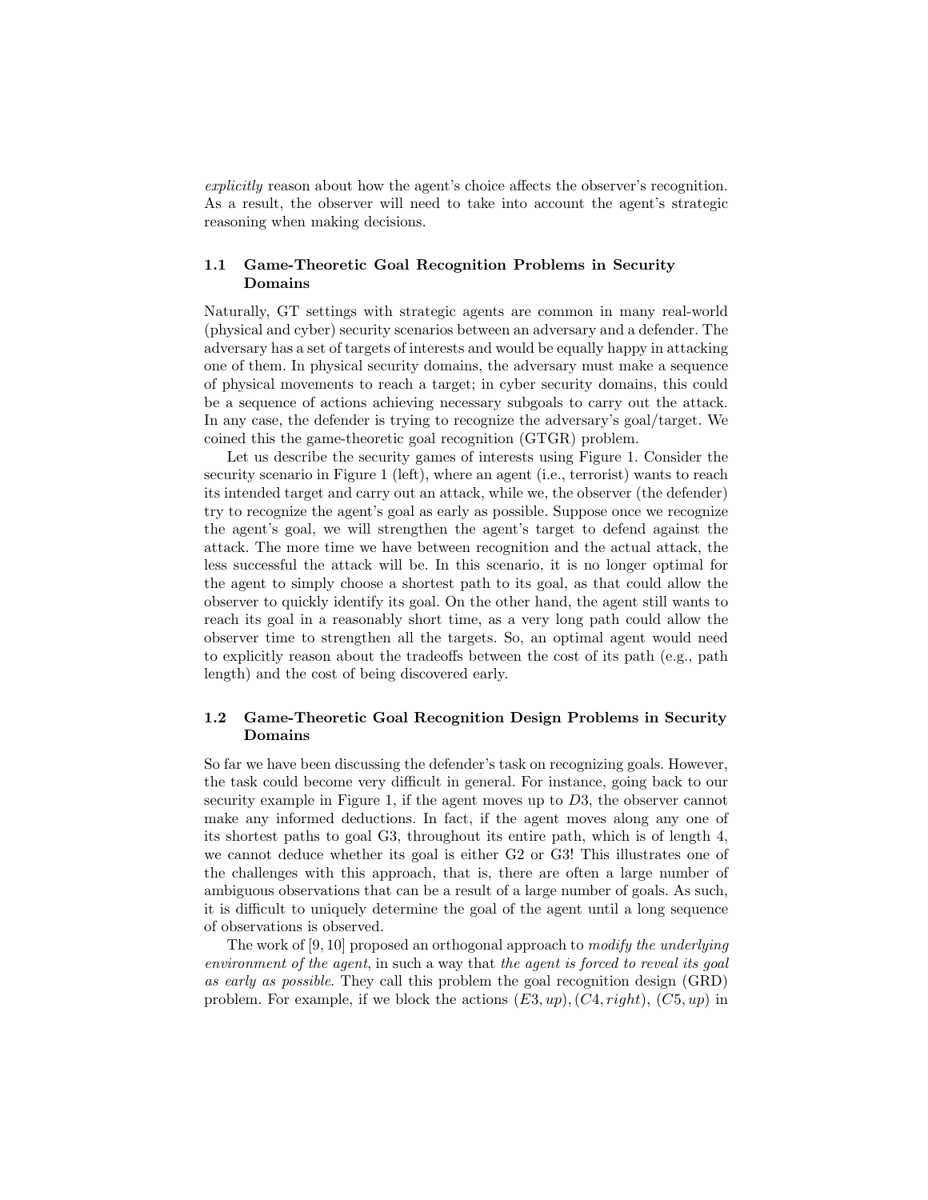*explicitly* reason about how the agent's choice affects the observer's recognition. As a result, the observer will need to take into account the agent's strategic reasoning when making decisions.

### 1.1 Game-Theoretic Goal Recognition Problems in Security Domains

Naturally, GT settings with strategic agents are common in many real-world (physical and cyber) security scenarios between an adversary and a defender. The adversary has a set of targets of interests and would be equally happy in attacking one of them. In physical security domains, the adversary must make a sequence of physical movements to reach a target; in cyber security domains, this could be a sequence of actions achieving necessary subgoals to carry out the attack. In any case, the defender is trying to recognize the adversary's goal/target. We coined this the game-theoretic goal recognition (GTGR) problem.

Let us describe the security games of interests using Figure 1. Consider the security scenario in Figure 1 (left), where an agent (i.e., terrorist) wants to reach its intended target and carry out an attack, while we, the observer (the defender) try to recognize the agent's goal as early as possible. Suppose once we recognize the agent's goal, we will strengthen the agent's target to defend against the attack. The more time we have between recognition and the actual attack, the less successful the attack will be. In this scenario, it is no longer optimal for the agent to simply choose a shortest path to its goal, as that could allow the observer to quickly identify its goal. On the other hand, the agent still wants to reach its goal in a reasonably short time, as a very long path could allow the observer time to strengthen all the targets. So, an optimal agent would need to explicitly reason about the tradeoffs between the cost of its path (e.g., path length) and the cost of being discovered early.

### 1.2 Game-Theoretic Goal Recognition Design Problems in Security Domains

So far we have been discussing the defender's task on recognizing goals. However, the task could become very difficult in general. For instance, going back to our security example in Figure 1, if the agent moves up to $D3$, the observer cannot make any informed deductions. In fact, if the agent moves along any one of its shortest paths to goal G3, throughout its entire path, which is of length 4, we cannot deduce whether its goal is either G2 or G3! This illustrates one of the challenges with this approach, that is, there are often a large number of ambiguous observations that can be a result of a large number of goals. As such, it is difficult to uniquely determine the goal of the agent until a long sequence of observations is observed.

The work of [9, 10] proposed an orthogonal approach to *modify the underlying environment of the agent*, in such a way that *the agent is forced to reveal its goal as early as possible*. They call this problem the goal recognition design (GRD) problem. For example, if we block the actions $(E3, up), (C4, right)$, $(C5, up)$ in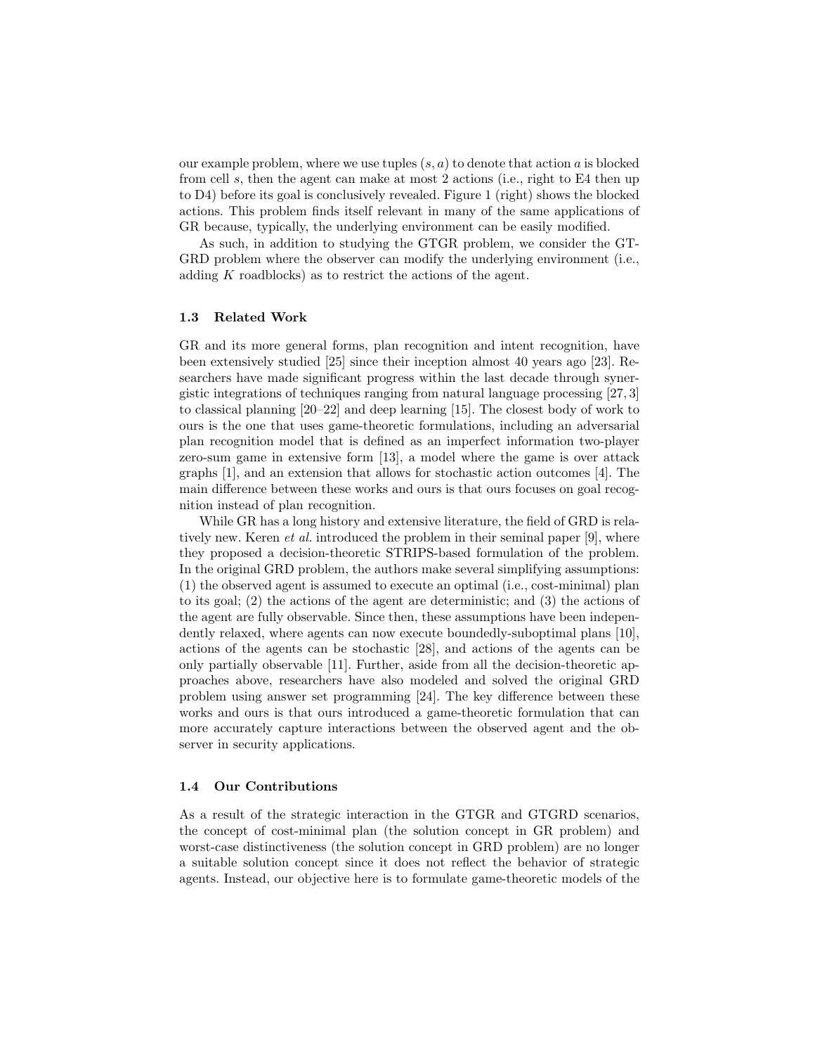our example problem, where we use tuples $(s, a)$ to denote that action $a$ is blocked from cell $s$, then the agent can make at most 2 actions (i.e., right to E4 then up to D4) before its goal is conclusively revealed. Figure 1 (right) shows the blocked actions. This problem finds itself relevant in many of the same applications of GR because, typically, the underlying environment can be easily modified.

As such, in addition to studying the GTGR problem, we consider the GTGRD problem where the observer can modify the underlying environment (i.e., adding $K$ roadblocks) as to restrict the actions of the agent.

### 1.3 Related Work

GR and its more general forms, plan recognition and intent recognition, have been extensively studied [25] since their inception almost 40 years ago [23]. Researchers have made significant progress within the last decade through synergistic integrations of techniques ranging from natural language processing [27, 3] to classical planning [20–22] and deep learning [15]. The closest body of work to ours is the one that uses game-theoretic formulations, including an adversarial plan recognition model that is defined as an imperfect information two-player zero-sum game in extensive form [13], a model where the game is over attack graphs [1], and an extension that allows for stochastic action outcomes [4]. The main difference between these works and ours is that ours focuses on goal recognition instead of plan recognition.

While GR has a long history and extensive literature, the field of GRD is relatively new. Keren *et al.* introduced the problem in their seminal paper [9], where they proposed a decision-theoretic STRIPS-based formulation of the problem. In the original GRD problem, the authors make several simplifying assumptions: (1) the observed agent is assumed to execute an optimal (i.e., cost-minimal) plan to its goal; (2) the actions of the agent are deterministic; and (3) the actions of the agent are fully observable. Since then, these assumptions have been independently relaxed, where agents can now execute boundedly-suboptimal plans [10], actions of the agents can be stochastic [28], and actions of the agents can be only partially observable [11]. Further, aside from all the decision-theoretic approaches above, researchers have also modeled and solved the original GRD problem using answer set programming [24]. The key difference between these works and ours is that ours introduced a game-theoretic formulation that can more accurately capture interactions between the observed agent and the observer in security applications.

### 1.4 Our Contributions

As a result of the strategic interaction in the GTGR and GTGRD scenarios, the concept of cost-minimal plan (the solution concept in GR problem) and worst-case distinctiveness (the solution concept in GRD problem) are no longer a suitable solution concept since it does not reflect the behavior of strategic agents. Instead, our objective here is to formulate game-theoretic models of the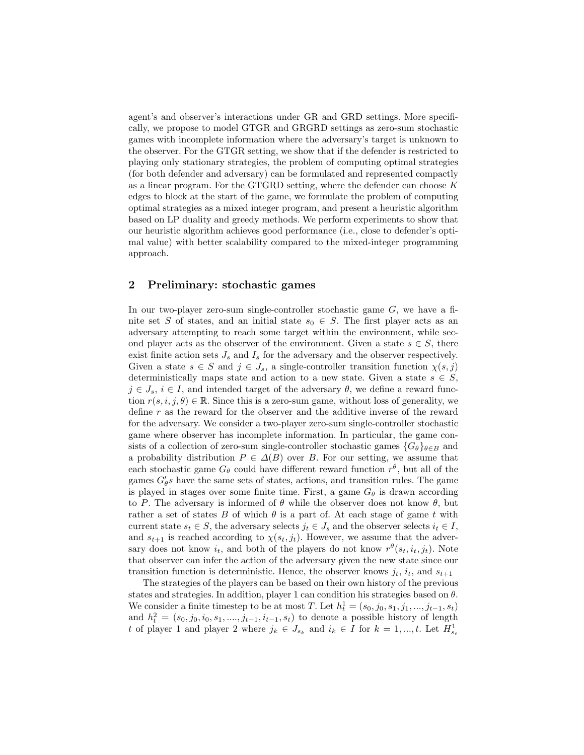agent's and observer's interactions under GR and GRD settings. More specifically, we propose to model GTGR and GRGRD settings as zero-sum stochastic games with incomplete information where the adversary's target is unknown to the observer. For the GTGR setting, we show that if the defender is restricted to playing only stationary strategies, the problem of computing optimal strategies (for both defender and adversary) can be formulated and represented compactly as a linear program. For the GTGRD setting, where the defender can choose $K$ edges to block at the start of the game, we formulate the problem of computing optimal strategies as a mixed integer program, and present a heuristic algorithm based on LP duality and greedy methods. We perform experiments to show that our heuristic algorithm achieves good performance (i.e., close to defender's optimal value) with better scalability compared to the mixed-integer programming approach.

## 2 Preliminary: stochastic games

In our two-player zero-sum single-controller stochastic game $G$, we have a finite set $S$ of states, and an initial state $s_0 \in S$. The first player acts as an adversary attempting to reach some target within the environment, while second player acts as the observer of the environment. Given a state $s \in S$, there exist finite action sets $J_s$ and $I_s$ for the adversary and the observer respectively. Given a state $s \in S$ and $j \in J_s$, a single-controller transition function $\chi(s, j)$ deterministically maps state and action to a new state. Given a state $s \in S$, $j \in J_s$, $i \in I$, and intended target of the adversary $\theta$, we define a reward function $r(s, i, j, \theta) \in \mathbb{R}$. Since this is a zero-sum game, without loss of generality, we define $r$ as the reward for the observer and the additive inverse of the reward for the adversary. We consider a two-player zero-sum single-controller stochastic game where observer has incomplete information. In particular, the game consists of a collection of zero-sum single-controller stochastic games $\{G_\theta\}_{\theta \in B}$ and a probability distribution $P \in \Delta(B)$ over $B$. For our setting, we assume that each stochastic game $G_\theta$ could have different reward function $r^\theta$, but all of the games $G_\theta' s$ have the same sets of states, actions, and transition rules. The game is played in stages over some finite time. First, a game $G_\theta$ is drawn according to $P$. The adversary is informed of $\theta$ while the observer does not know $\theta$, but rather a set of states $B$ of which $\theta$ is a part of. At each stage of game $t$ with current state $s_t \in S$, the adversary selects $j_t \in J_s$ and the observer selects $i_t \in I$, and $s_{t+1}$ is reached according to $\chi(s_t, j_t)$. However, we assume that the adversary does not know $i_t$, and both of the players do not know $r^\theta(s_t, i_t, j_t)$. Note that observer can infer the action of the adversary given the new state since our transition function is deterministic. Hence, the observer knows $j_t$, $i_t$, and $s_{t+1}$

The strategies of the players can be based on their own history of the previous states and strategies. In addition, player 1 can condition his strategies based on $\theta$. We consider a finite timestep to be at most $T$. Let $h_t^1 = (s_0, j_0, s_1, j_1, ..., j_{t-1}, s_t)$ and $h_t^2 = (s_0, j_0, i_0, s_1, ...., j_{t-1}, i_{t-1}, s_t)$ to denote a possible history of length $t$ of player 1 and player 2 where $j_k \in J_{s_k}$ and $i_k \in I$ for $k = 1, ..., t$. Let $H_{s_t}^1$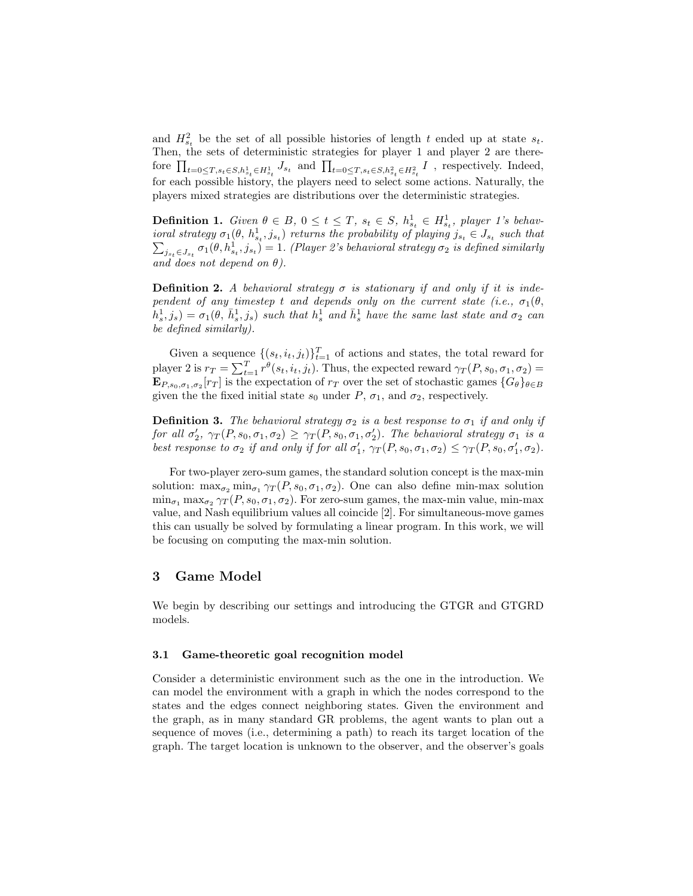and $H^2_{s_t}$ be the set of all possible histories of length $t$ ended up at state $s_t$. Then, the sets of deterministic strategies for player 1 and player 2 are therefore $\prod_{t=0 \leq T, s_t \in S, h^1_{s_t} \in H^1_{s_t}} J_{s_t}$ and $\prod_{t=0 \leq T, s_t \in S, h^2_{s_t} \in H^2_{s_t}} I$ , respectively. Indeed, for each possible history, the players need to select some actions. Naturally, the players mixed strategies are distributions over the deterministic strategies.

**Definition 1.** *Given $\theta \in B$, $0 \leq t \leq T$, $s_t \in S$, $h^1_{s_t} \in H^1_{s_t}$, player 1's behavioral strategy $\sigma_1(\theta, h^1_{s_t}, j_{s_t})$ returns the probability of playing $j_{s_t} \in J_{s_t}$ such that $\sum_{j_{s_t} \in J_{s_t}} \sigma_1(\theta, h^1_{s_t}, j_{s_t}) = 1$. (Player 2's behavioral strategy $\sigma_2$ is defined similarly and does not depend on $\theta$).*

**Definition 2.** *A behavioral strategy $\sigma$ is stationary if and only if it is independent of any timestep $t$ and depends only on the current state (i.e., $\sigma_1(\theta, h^1_s, j_s) = \sigma_1(\theta, \bar{h}^1_s, j_s)$ such that $h^1_s$ and $\bar{h}^1_s$ have the same last state and $\sigma_2$ can be defined similarly).*

Given a sequence $\{(s_t, i_t, j_t)\}_{t=1}^T$ of actions and states, the total reward for player 2 is $r_T = \sum_{t=1}^T r^\theta(s_t, i_t, j_t)$. Thus, the expected reward $\gamma_T(P, s_0, \sigma_1, \sigma_2) = \mathbf{E}_{P,s_0,\sigma_1,\sigma_2}[r_T]$ is the expectation of $r_T$ over the set of stochastic games $\{G_\theta\}_{\theta \in B}$ given the the fixed initial state $s_0$ under $P$, $\sigma_1$, and $\sigma_2$, respectively.

**Definition 3.** *The behavioral strategy $\sigma_2$ is a best response to $\sigma_1$ if and only if for all $\sigma'_2$, $\gamma_T(P, s_0, \sigma_1, \sigma_2) \geq \gamma_T(P, s_0, \sigma_1, \sigma'_2)$. The behavioral strategy $\sigma_1$ is a best response to $\sigma_2$ if and only if for all $\sigma'_1$, $\gamma_T(P, s_0, \sigma_1, \sigma_2) \leq \gamma_T(P, s_0, \sigma'_1, \sigma_2)$.*

For two-player zero-sum games, the standard solution concept is the max-min solution: $\max_{\sigma_2} \min_{\sigma_1} \gamma_T(P, s_0, \sigma_1, \sigma_2)$. One can also define min-max solution $\min_{\sigma_1} \max_{\sigma_2} \gamma_T(P, s_0, \sigma_1, \sigma_2)$. For zero-sum games, the max-min value, min-max value, and Nash equilibrium values all coincide [2]. For simultaneous-move games this can usually be solved by formulating a linear program. In this work, we will be focusing on computing the max-min solution.

## 3 Game Model

We begin by describing our settings and introducing the GTGR and GTGRD models.

### 3.1 Game-theoretic goal recognition model

Consider a deterministic environment such as the one in the introduction. We can model the environment with a graph in which the nodes correspond to the states and the edges connect neighboring states. Given the environment and the graph, as in many standard GR problems, the agent wants to plan out a sequence of moves (i.e., determining a path) to reach its target location of the graph. The target location is unknown to the observer, and the observer's goals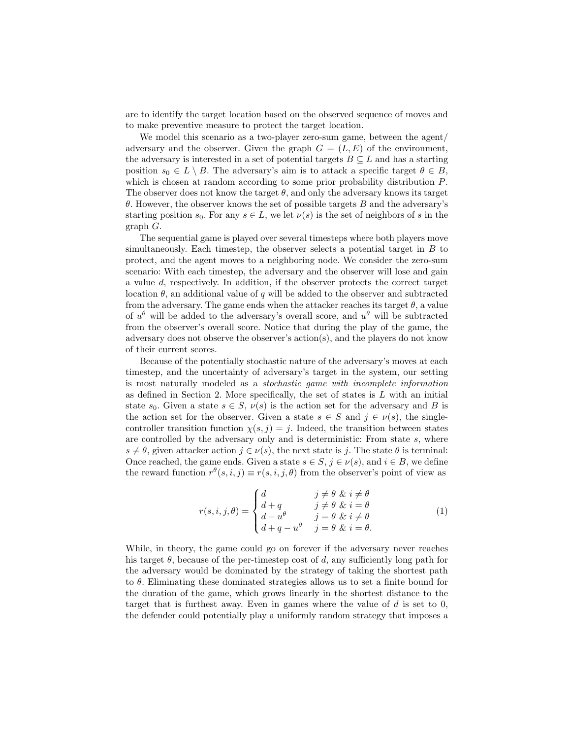are to identify the target location based on the observed sequence of moves and to make preventive measure to protect the target location.

We model this scenario as a two-player zero-sum game, between the agent/adversary and the observer. Given the graph $G = (L, E)$ of the environment, the adversary is interested in a set of potential targets $B \subseteq L$ and has a starting position $s_0 \in L \setminus B$. The adversary's aim is to attack a specific target $\theta \in B$, which is chosen at random according to some prior probability distribution $P$. The observer does not know the target $\theta$, and only the adversary knows its target $\theta$. However, the observer knows the set of possible targets $B$ and the adversary's starting position $s_0$. For any $s \in L$, we let $\nu(s)$ is the set of neighbors of $s$ in the graph $G$.

The sequential game is played over several timesteps where both players move simultaneously. Each timestep, the observer selects a potential target in $B$ to protect, and the agent moves to a neighboring node. We consider the zero-sum scenario: With each timestep, the adversary and the observer will lose and gain a value $d$, respectively. In addition, if the observer protects the correct target location $\theta$, an additional value of $q$ will be added to the observer and subtracted from the adversary. The game ends when the attacker reaches its target $\theta$, a value of $u^\theta$ will be added to the adversary's overall score, and $u^\theta$ will be subtracted from the observer's overall score. Notice that during the play of the game, the adversary does not observe the observer's action(s), and the players do not know of their current scores.

Because of the potentially stochastic nature of the adversary's moves at each timestep, and the uncertainty of adversary's target in the system, our setting is most naturally modeled as a *stochastic game with incomplete information* as defined in Section 2. More specifically, the set of states is $L$ with an initial state $s_0$. Given a state $s \in S$, $\nu(s)$ is the action set for the adversary and $B$ is the action set for the observer. Given a state $s \in S$ and $j \in \nu(s)$, the single-controller transition function $\chi(s, j) = j$. Indeed, the transition between states are controlled by the adversary only and is deterministic: From state $s$, where $s \neq \theta$, given attacker action $j \in \nu(s)$, the next state is $j$. The state $\theta$ is terminal: Once reached, the game ends. Given a state $s \in S$, $j \in \nu(s)$, and $i \in B$, we define the reward function $r^\theta(s, i, j) \equiv r(s, i, j, \theta)$ from the observer's point of view as

$$
r(s, i, j, \theta) = \begin{cases} d & j \neq \theta \ \& \ i \neq \theta \\ d + q & j \neq \theta \ \& \ i = \theta \\ d - u^\theta & j = \theta \ \& \ i \neq \theta \\ d + q - u^\theta & j = \theta \ \& \ i = \theta. \end{cases} \tag{1}
$$

While, in theory, the game could go on forever if the adversary never reaches his target $\theta$, because of the per-timestep cost of $d$, any sufficiently long path for the adversary would be dominated by the strategy of taking the shortest path to $\theta$. Eliminating these dominated strategies allows us to set a finite bound for the duration of the game, which grows linearly in the shortest distance to the target that is furthest away. Even in games where the value of $d$ is set to 0, the defender could potentially play a uniformly random strategy that imposes a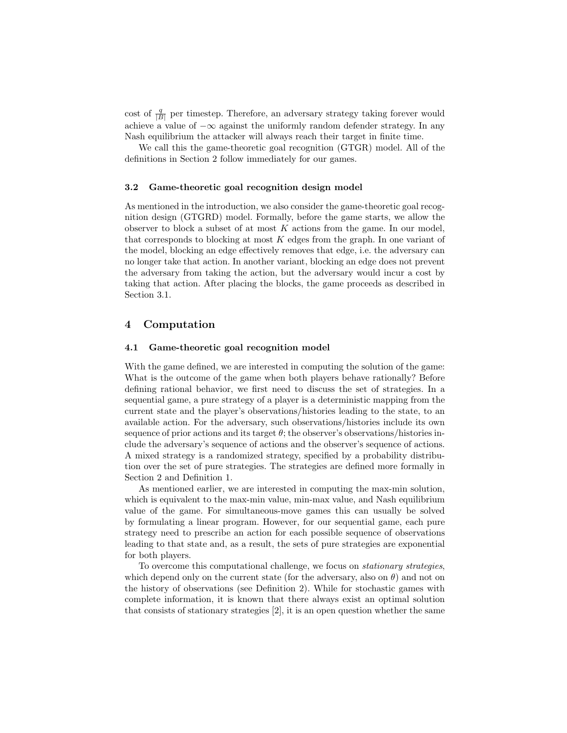cost of $\frac{q}{|B|}$ per timestep. Therefore, an adversary strategy taking forever would achieve a value of $-\infty$ against the uniformly random defender strategy. In any Nash equilibrium the attacker will always reach their target in finite time.

We call this the game-theoretic goal recognition (GTGR) model. All of the definitions in Section 2 follow immediately for our games.

### 3.2 Game-theoretic goal recognition design model

As mentioned in the introduction, we also consider the game-theoretic goal recognition design (GTGRD) model. Formally, before the game starts, we allow the observer to block a subset of at most $K$ actions from the game. In our model, that corresponds to blocking at most $K$ edges from the graph. In one variant of the model, blocking an edge effectively removes that edge, i.e. the adversary can no longer take that action. In another variant, blocking an edge does not prevent the adversary from taking the action, but the adversary would incur a cost by taking that action. After placing the blocks, the game proceeds as described in Section 3.1.

## 4 Computation

### 4.1 Game-theoretic goal recognition model

With the game defined, we are interested in computing the solution of the game: What is the outcome of the game when both players behave rationally? Before defining rational behavior, we first need to discuss the set of strategies. In a sequential game, a pure strategy of a player is a deterministic mapping from the current state and the player's observations/histories leading to the state, to an available action. For the adversary, such observations/histories include its own sequence of prior actions and its target $\theta$; the observer's observations/histories include the adversary's sequence of actions and the observer's sequence of actions. A mixed strategy is a randomized strategy, specified by a probability distribution over the set of pure strategies. The strategies are defined more formally in Section 2 and Definition 1.

As mentioned earlier, we are interested in computing the max-min solution, which is equivalent to the max-min value, min-max value, and Nash equilibrium value of the game. For simultaneous-move games this can usually be solved by formulating a linear program. However, for our sequential game, each pure strategy need to prescribe an action for each possible sequence of observations leading to that state and, as a result, the sets of pure strategies are exponential for both players.

To overcome this computational challenge, we focus on *stationary strategies*, which depend only on the current state (for the adversary, also on $\theta$) and not on the history of observations (see Definition 2). While for stochastic games with complete information, it is known that there always exist an optimal solution that consists of stationary strategies [2], it is an open question whether the same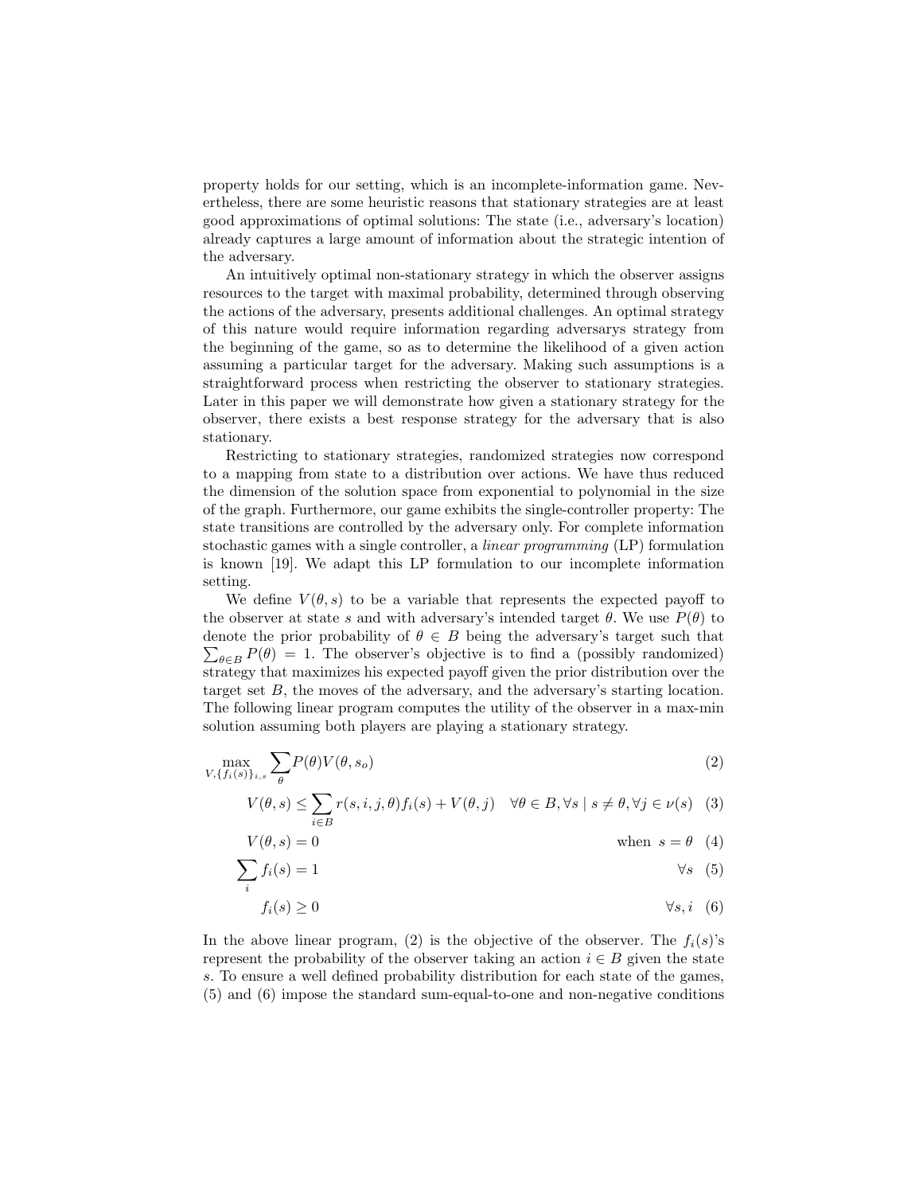property holds for our setting, which is an incomplete-information game. Nevertheless, there are some heuristic reasons that stationary strategies are at least good approximations of optimal solutions: The state (i.e., adversary's location) already captures a large amount of information about the strategic intention of the adversary.

An intuitively optimal non-stationary strategy in which the observer assigns resources to the target with maximal probability, determined through observing the actions of the adversary, presents additional challenges. An optimal strategy of this nature would require information regarding adversarys strategy from the beginning of the game, so as to determine the likelihood of a given action assuming a particular target for the adversary. Making such assumptions is a straightforward process when restricting the observer to stationary strategies. Later in this paper we will demonstrate how given a stationary strategy for the observer, there exists a best response strategy for the adversary that is also stationary.

Restricting to stationary strategies, randomized strategies now correspond to a mapping from state to a distribution over actions. We have thus reduced the dimension of the solution space from exponential to polynomial in the size of the graph. Furthermore, our game exhibits the single-controller property: The state transitions are controlled by the adversary only. For complete information stochastic games with a single controller, a *linear programming* (LP) formulation is known [19]. We adapt this LP formulation to our incomplete information setting.

We define $V(\theta, s)$ to be a variable that represents the expected payoff to the observer at state $s$ and with adversary's intended target $\theta$. We use $P(\theta)$ to denote the prior probability of $\theta \in B$ being the adversary's target such that $\sum_{\theta \in B} P(\theta) = 1$. The observer's objective is to find a (possibly randomized) strategy that maximizes his expected payoff given the prior distribution over the target set $B$, the moves of the adversary, and the adversary's starting location. The following linear program computes the utility of the observer in a max-min solution assuming both players are playing a stationary strategy.

$$\max_{V, \{f_i(s)\}_{i,s}} \sum_{\theta} P(\theta) V(\theta, s_o) \quad (2)$$

$$V(\theta, s) \leq \sum_{i \in B} r(s, i, j, \theta) f_i(s) + V(\theta, j) \quad \forall \theta \in B, \forall s \mid s \neq \theta, \forall j \in \nu(s) \quad (3)$$

$$V(\theta, s) = 0 \quad \text{when } s = \theta \quad (4)$$

$$\sum_i f_i(s) = 1 \quad \forall s \quad (5)$$

$$f_i(s) \geq 0 \quad \forall s, i \quad (6)$$

In the above linear program, (2) is the objective of the observer. The $f_i(s)$'s represent the probability of the observer taking an action $i \in B$ given the state $s$. To ensure a well defined probability distribution for each state of the games, (5) and (6) impose the standard sum-equal-to-one and non-negative conditions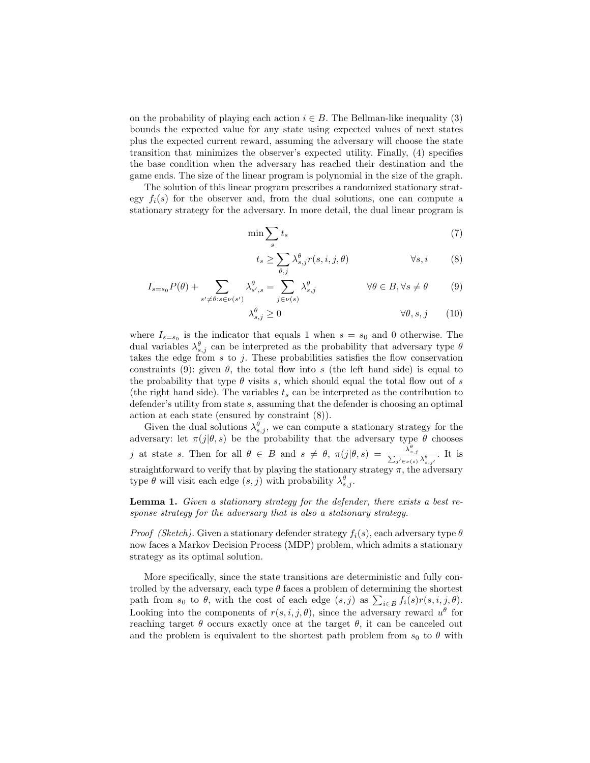on the probability of playing each action $i \in B$. The Bellman-like inequality (3) bounds the expected value for any state using expected values of next states plus the expected current reward, assuming the adversary will choose the state transition that minimizes the observer's expected utility. Finally, (4) specifies the base condition when the adversary has reached their destination and the game ends. The size of the linear program is polynomial in the size of the graph.

The solution of this linear program prescribes a randomized stationary strategy $f_i(s)$ for the observer and, from the dual solutions, one can compute a stationary strategy for the adversary. In more detail, the dual linear program is

$$\min \sum_s t_s \tag{7}$$

$$t_s \geq \sum_{\theta,j} \lambda^{\theta}_{s,j} r(s,i,j,\theta) \qquad \forall s, i \tag{8}$$

$$I_{s=s_0} P(\theta) + \sum_{s' \neq \theta : s \in \nu(s')} \lambda^{\theta}_{s',s} = \sum_{j \in \nu(s)} \lambda^{\theta}_{s,j} \qquad \forall \theta \in B, \forall s \neq \theta \tag{9}$$

$$\lambda^{\theta}_{s,j} \geq 0 \qquad \forall \theta, s, j \tag{10}$$

where $I_{s=s_0}$ is the indicator that equals 1 when $s = s_0$ and 0 otherwise. The dual variables $\lambda^{\theta}_{s,j}$ can be interpreted as the probability that adversary type $\theta$ takes the edge from $s$ to $j$. These probabilities satisfies the flow conservation constraints (9): given $\theta$, the total flow into $s$ (the left hand side) is equal to the probability that type $\theta$ visits $s$, which should equal the total flow out of $s$ (the right hand side). The variables $t_s$ can be interpreted as the contribution to defender's utility from state $s$, assuming that the defender is choosing an optimal action at each state (ensured by constraint (8)).

Given the dual solutions $\lambda^{\theta}_{s,j}$, we can compute a stationary strategy for the adversary: let $\pi(j|\theta, s)$ be the probability that the adversary type $\theta$ chooses $j$ at state $s$. Then for all $\theta \in B$ and $s \neq \theta$, $\pi(j|\theta, s) = \frac{\lambda^{\theta}_{s,j}}{\sum_{j' \in \nu(s)} \lambda^{\theta}_{s,j'}}$. It is straightforward to verify that by playing the stationary strategy $\pi$, the adversary type $\theta$ will visit each edge $(s, j)$ with probability $\lambda^{\theta}_{s,j}$.

**Lemma 1.** *Given a stationary strategy for the defender, there exists a best response strategy for the adversary that is also a stationary strategy.*

*Proof (Sketch).* Given a stationary defender strategy $f_i(s)$, each adversary type $\theta$ now faces a Markov Decision Process (MDP) problem, which admits a stationary strategy as its optimal solution.

More specifically, since the state transitions are deterministic and fully controlled by the adversary, each type $\theta$ faces a problem of determining the shortest path from $s_0$ to $\theta$, with the cost of each edge $(s, j)$ as $\sum_{i \in B} f_i(s) r(s, i, j, \theta)$. Looking into the components of $r(s, i, j, \theta)$, since the adversary reward $u^{\theta}$ for reaching target $\theta$ occurs exactly once at the target $\theta$, it can be canceled out and the problem is equivalent to the shortest path problem from $s_0$ to $\theta$ with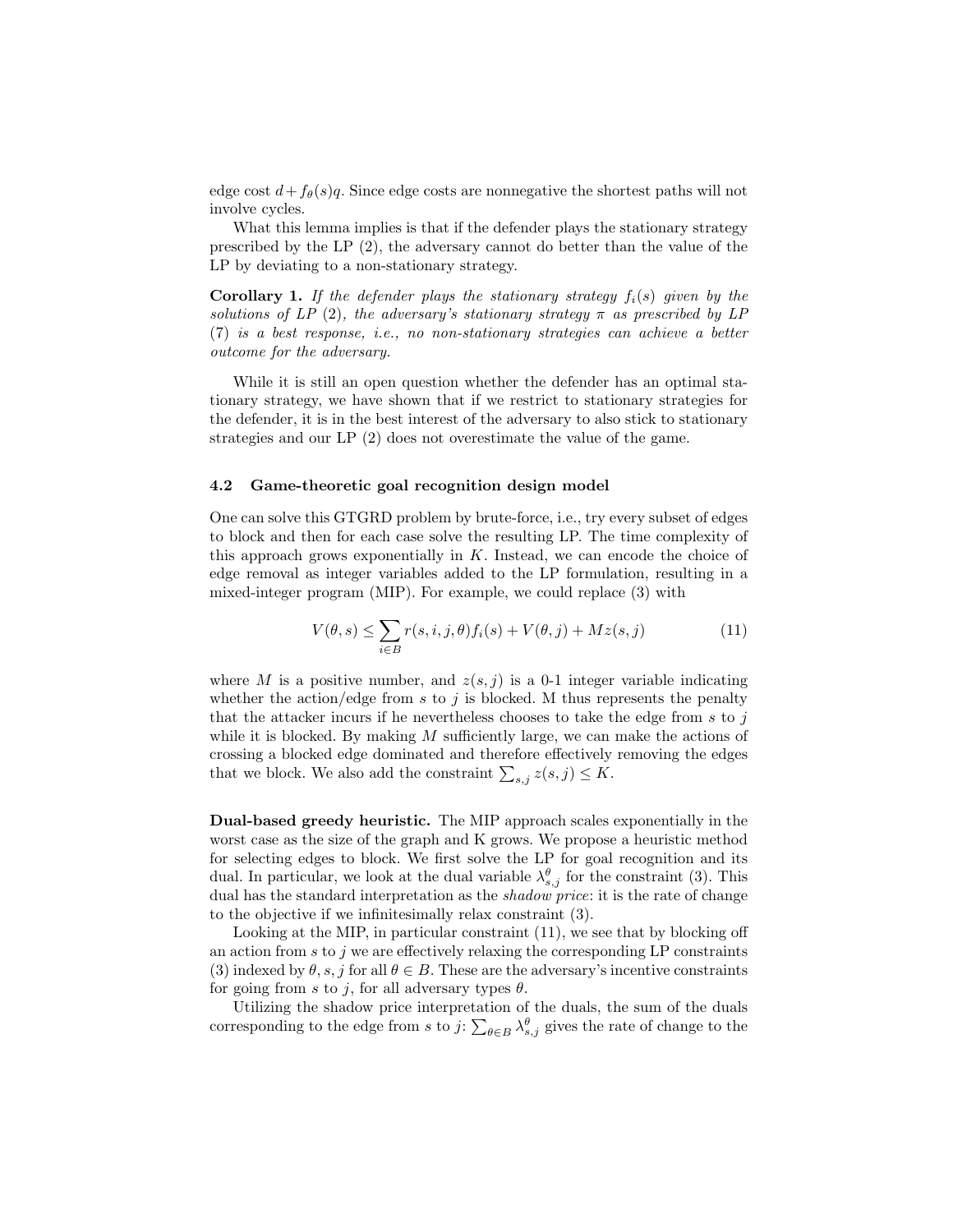edge cost $d + f_\theta(s)q$. Since edge costs are nonnegative the shortest paths will not involve cycles.

What this lemma implies is that if the defender plays the stationary strategy prescribed by the LP (2), the adversary cannot do better than the value of the LP by deviating to a non-stationary strategy.

**Corollary 1.** *If the defender plays the stationary strategy $f_i(s)$ given by the solutions of LP (2), the adversary's stationary strategy $\pi$ as prescribed by LP (7) is a best response, i.e., no non-stationary strategies can achieve a better outcome for the adversary.*

While it is still an open question whether the defender has an optimal stationary strategy, we have shown that if we restrict to stationary strategies for the defender, it is in the best interest of the adversary to also stick to stationary strategies and our LP (2) does not overestimate the value of the game.

### 4.2 Game-theoretic goal recognition design model

One can solve this GTGRD problem by brute-force, i.e., try every subset of edges to block and then for each case solve the resulting LP. The time complexity of this approach grows exponentially in $K$. Instead, we can encode the choice of edge removal as integer variables added to the LP formulation, resulting in a mixed-integer program (MIP). For example, we could replace (3) with

$$V(\theta, s) \leq \sum_{i \in B} r(s, i, j, \theta) f_i(s) + V(\theta, j) + Mz(s, j) \tag{11}$$

where $M$ is a positive number, and $z(s, j)$ is a 0-1 integer variable indicating whether the action/edge from $s$ to $j$ is blocked. M thus represents the penalty that the attacker incurs if he nevertheless chooses to take the edge from $s$ to $j$ while it is blocked. By making $M$ sufficiently large, we can make the actions of crossing a blocked edge dominated and therefore effectively removing the edges that we block. We also add the constraint $\sum_{s,j} z(s, j) \leq K$.

**Dual-based greedy heuristic.** The MIP approach scales exponentially in the worst case as the size of the graph and K grows. We propose a heuristic method for selecting edges to block. We first solve the LP for goal recognition and its dual. In particular, we look at the dual variable $\lambda^\theta_{s,j}$ for the constraint (3). This dual has the standard interpretation as the *shadow price*: it is the rate of change to the objective if we infinitesimally relax constraint (3).

Looking at the MIP, in particular constraint (11), we see that by blocking off an action from $s$ to $j$ we are effectively relaxing the corresponding LP constraints (3) indexed by $\theta, s, j$ for all $\theta \in B$. These are the adversary's incentive constraints for going from $s$ to $j$, for all adversary types $\theta$.

Utilizing the shadow price interpretation of the duals, the sum of the duals corresponding to the edge from $s$ to $j$: $\sum_{\theta \in B} \lambda^\theta_{s,j}$ gives the rate of change to the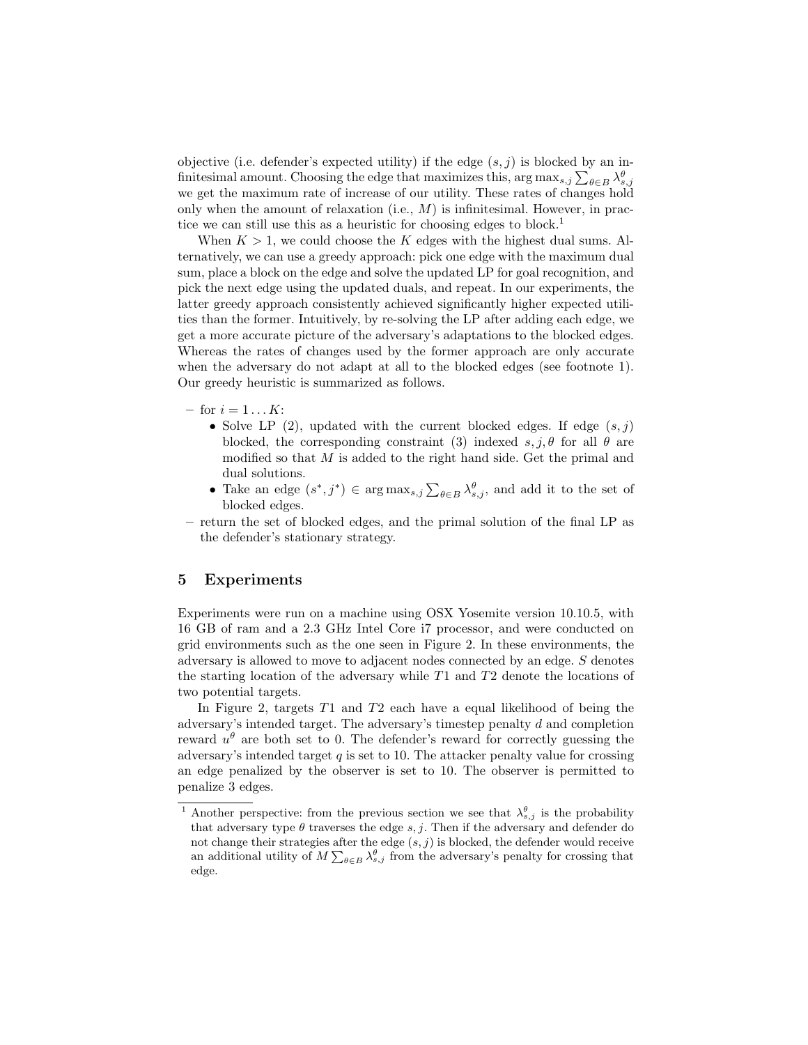objective (i.e. defender's expected utility) if the edge $(s, j)$ is blocked by an infinitesimal amount. Choosing the edge that maximizes this, $\arg\max_{s,j} \sum_{\theta \in B} \lambda^{\theta}_{s,j}$ we get the maximum rate of increase of our utility. These rates of changes hold only when the amount of relaxation (i.e., $M$) is infinitesimal. However, in practice we can still use this as a heuristic for choosing edges to block.[1]

When $K > 1$, we could choose the $K$ edges with the highest dual sums. Alternatively, we can use a greedy approach: pick one edge with the maximum dual sum, place a block on the edge and solve the updated LP for goal recognition, and pick the next edge using the updated duals, and repeat. In our experiments, the latter greedy approach consistently achieved significantly higher expected utilities than the former. Intuitively, by re-solving the LP after adding each edge, we get a more accurate picture of the adversary's adaptations to the blocked edges. Whereas the rates of changes used by the former approach are only accurate when the adversary do not adapt at all to the blocked edges (see footnote 1). Our greedy heuristic is summarized as follows.

- for $i = 1 \dots K$:
  - Solve LP (2), updated with the current blocked edges. If edge $(s, j)$ blocked, the corresponding constraint (3) indexed $s, j, \theta$ for all $\theta$ are modified so that $M$ is added to the right hand side. Get the primal and dual solutions.
  - Take an edge $(s^*, j^*) \in \arg\max_{s,j} \sum_{\theta \in B} \lambda^{\theta}_{s,j}$, and add it to the set of blocked edges.
- return the set of blocked edges, and the primal solution of the final LP as the defender's stationary strategy.

## 5 Experiments

Experiments were run on a machine using OSX Yosemite version 10.10.5, with 16 GB of ram and a 2.3 GHz Intel Core i7 processor, and were conducted on grid environments such as the one seen in Figure 2. In these environments, the adversary is allowed to move to adjacent nodes connected by an edge. $S$ denotes the starting location of the adversary while $T1$ and $T2$ denote the locations of two potential targets.

In Figure 2, targets $T1$ and $T2$ each have a equal likelihood of being the adversary's intended target. The adversary's timestep penalty $d$ and completion reward $u^{\theta}$ are both set to 0. The defender's reward for correctly guessing the adversary's intended target $q$ is set to 10. The attacker penalty value for crossing an edge penalized by the observer is set to 10. The observer is permitted to penalize 3 edges.

[1] Another perspective: from the previous section we see that $\lambda^{\theta}_{s,j}$ is the probability that adversary type $\theta$ traverses the edge $s, j$. Then if the adversary and defender do not change their strategies after the edge $(s, j)$ is blocked, the defender would receive an additional utility of $M \sum_{\theta \in B} \lambda^{\theta}_{s,j}$ from the adversary's penalty for crossing that edge.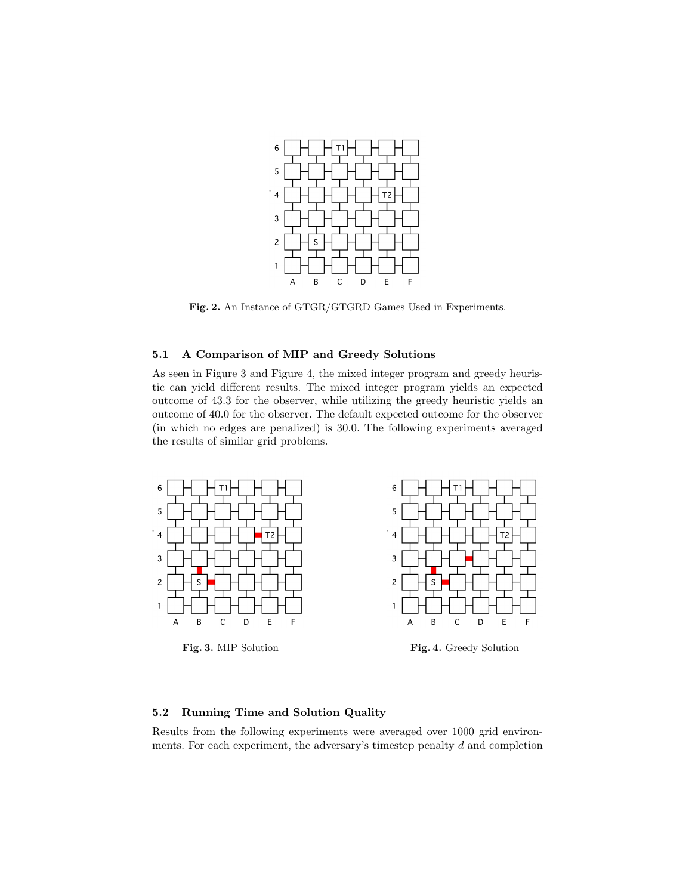**Fig. 2.** An Instance of GTGR/GTGRD Games Used in Experiments.

### 5.1 A Comparison of MIP and Greedy Solutions

As seen in Figure 3 and Figure 4, the mixed integer program and greedy heuristic can yield different results. The mixed integer program yields an expected outcome of 43.3 for the observer, while utilizing the greedy heuristic yields an outcome of 40.0 for the observer. The default expected outcome for the observer (in which no edges are penalized) is 30.0. The following experiments averaged the results of similar grid problems.

**Fig. 3.** MIP Solution

**Fig. 4.** Greedy Solution

### 5.2 Running Time and Solution Quality

Results from the following experiments were averaged over 1000 grid environments. For each experiment, the adversary's timestep penalty $d$ and completion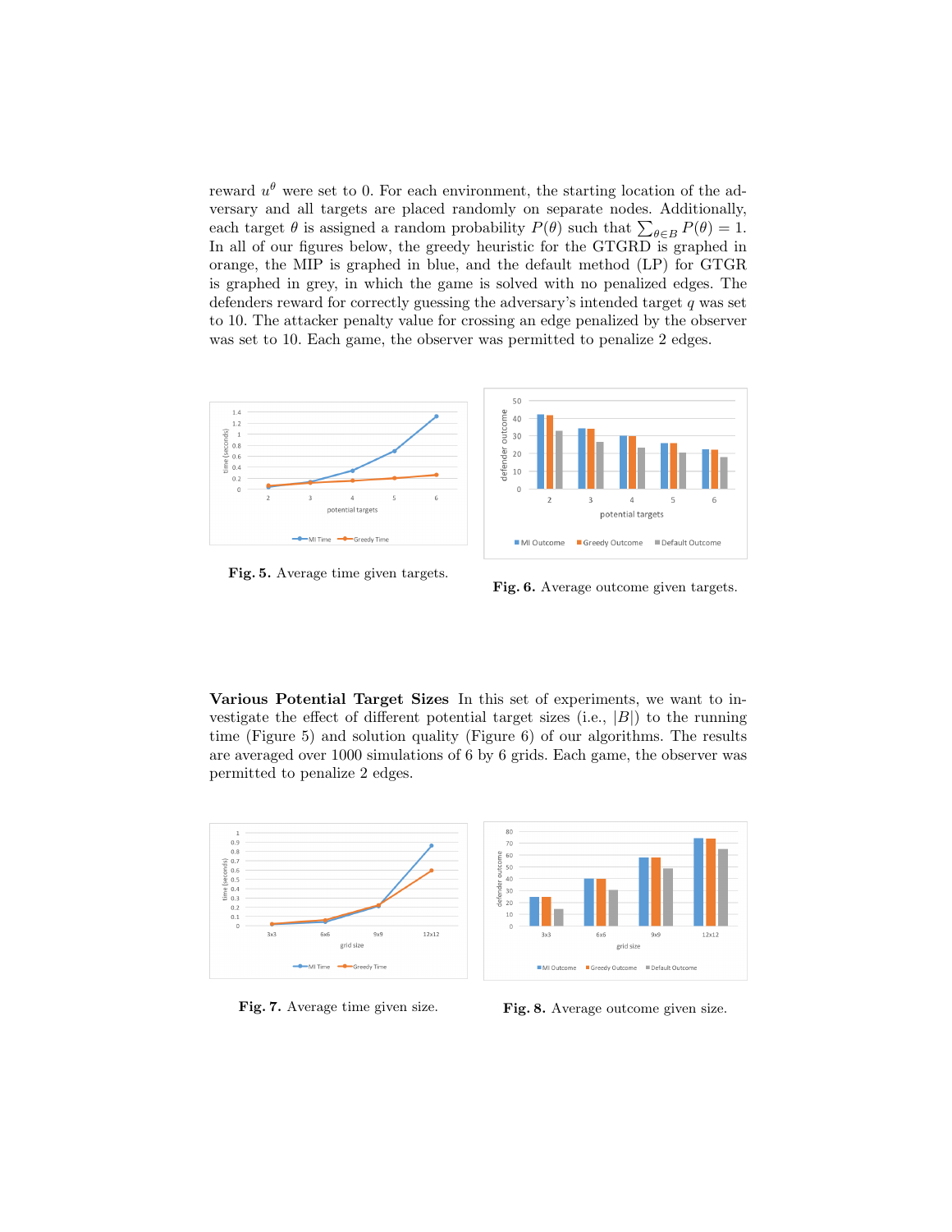reward $u^\theta$ were set to 0. For each environment, the starting location of the adversary and all targets are placed randomly on separate nodes. Additionally, each target $\theta$ is assigned a random probability $P(\theta)$ such that $\sum_{\theta \in B} P(\theta) = 1$. In all of our figures below, the greedy heuristic for the GTGRD is graphed in orange, the MIP is graphed in blue, and the default method (LP) for GTGR is graphed in grey, in which the game is solved with no penalized edges. The defenders reward for correctly guessing the adversary's intended target $q$ was set to 10. The attacker penalty value for crossing an edge penalized by the observer was set to 10. Each game, the observer was permitted to penalize 2 edges.

**Fig. 5.** Average time given targets.

**Fig. 6.** Average outcome given targets.

**Various Potential Target Sizes** In this set of experiments, we want to investigate the effect of different potential target sizes (i.e., $|B|$) to the running time (Figure 5) and solution quality (Figure 6) of our algorithms. The results are averaged over 1000 simulations of 6 by 6 grids. Each game, the observer was permitted to penalize 2 edges.

**Fig. 7.** Average time given size.

**Fig. 8.** Average outcome given size.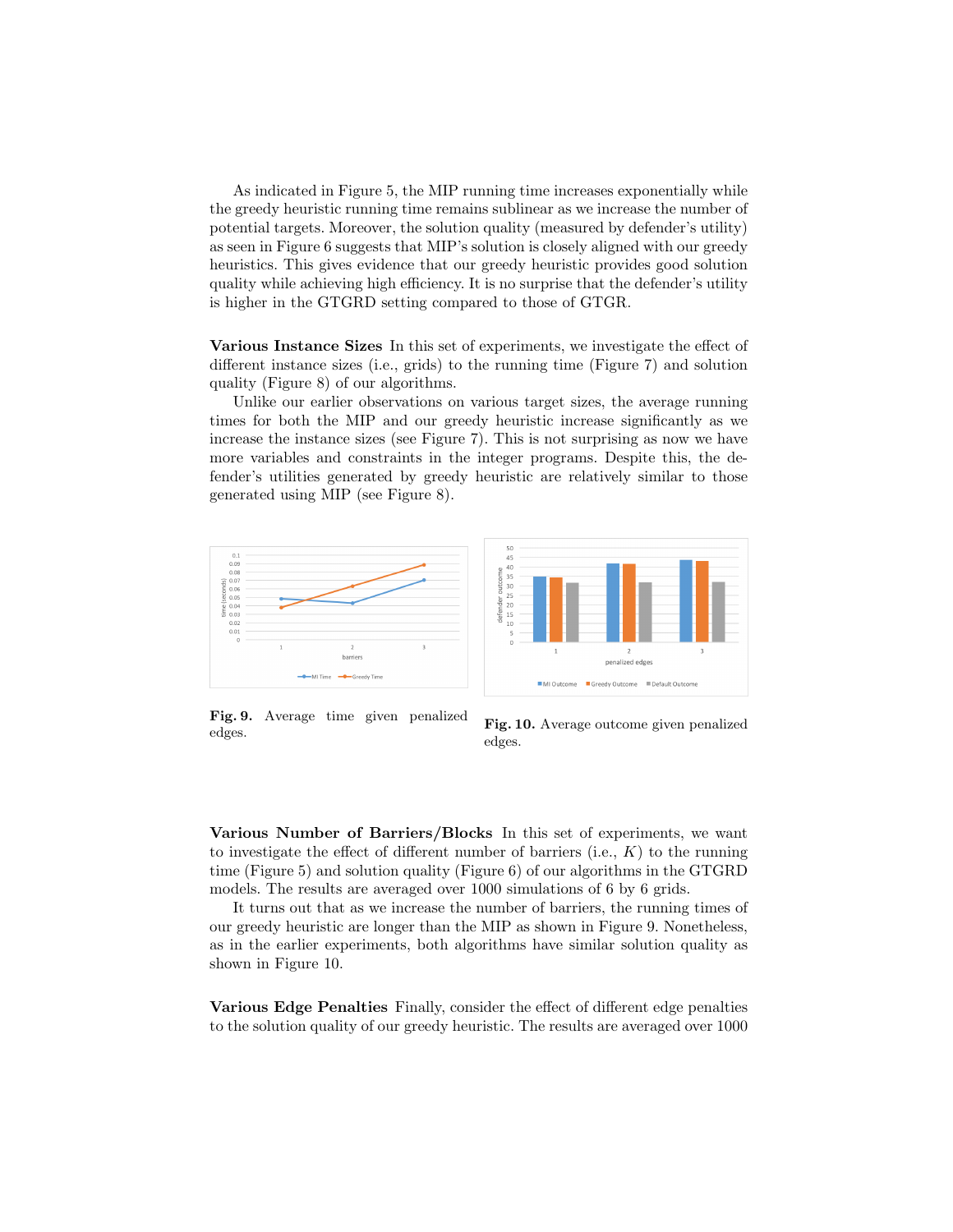As indicated in Figure 5, the MIP running time increases exponentially while the greedy heuristic running time remains sublinear as we increase the number of potential targets. Moreover, the solution quality (measured by defender's utility) as seen in Figure 6 suggests that MIP's solution is closely aligned with our greedy heuristics. This gives evidence that our greedy heuristic provides good solution quality while achieving high efficiency. It is no surprise that the defender's utility is higher in the GTGRD setting compared to those of GTGR.

**Various Instance Sizes** In this set of experiments, we investigate the effect of different instance sizes (i.e., grids) to the running time (Figure 7) and solution quality (Figure 8) of our algorithms.

Unlike our earlier observations on various target sizes, the average running times for both the MIP and our greedy heuristic increase significantly as we increase the instance sizes (see Figure 7). This is not surprising as now we have more variables and constraints in the integer programs. Despite this, the defender's utilities generated by greedy heuristic are relatively similar to those generated using MIP (see Figure 8).

**Fig. 9.** Average time given penalized edges.

**Fig. 10.** Average outcome given penalized edges.

**Various Number of Barriers/Blocks** In this set of experiments, we want to investigate the effect of different number of barriers (i.e., $K$) to the running time (Figure 5) and solution quality (Figure 6) of our algorithms in the GTGRD models. The results are averaged over 1000 simulations of 6 by 6 grids.

It turns out that as we increase the number of barriers, the running times of our greedy heuristic are longer than the MIP as shown in Figure 9. Nonetheless, as in the earlier experiments, both algorithms have similar solution quality as shown in Figure 10.

**Various Edge Penalties** Finally, consider the effect of different edge penalties to the solution quality of our greedy heuristic. The results are averaged over 1000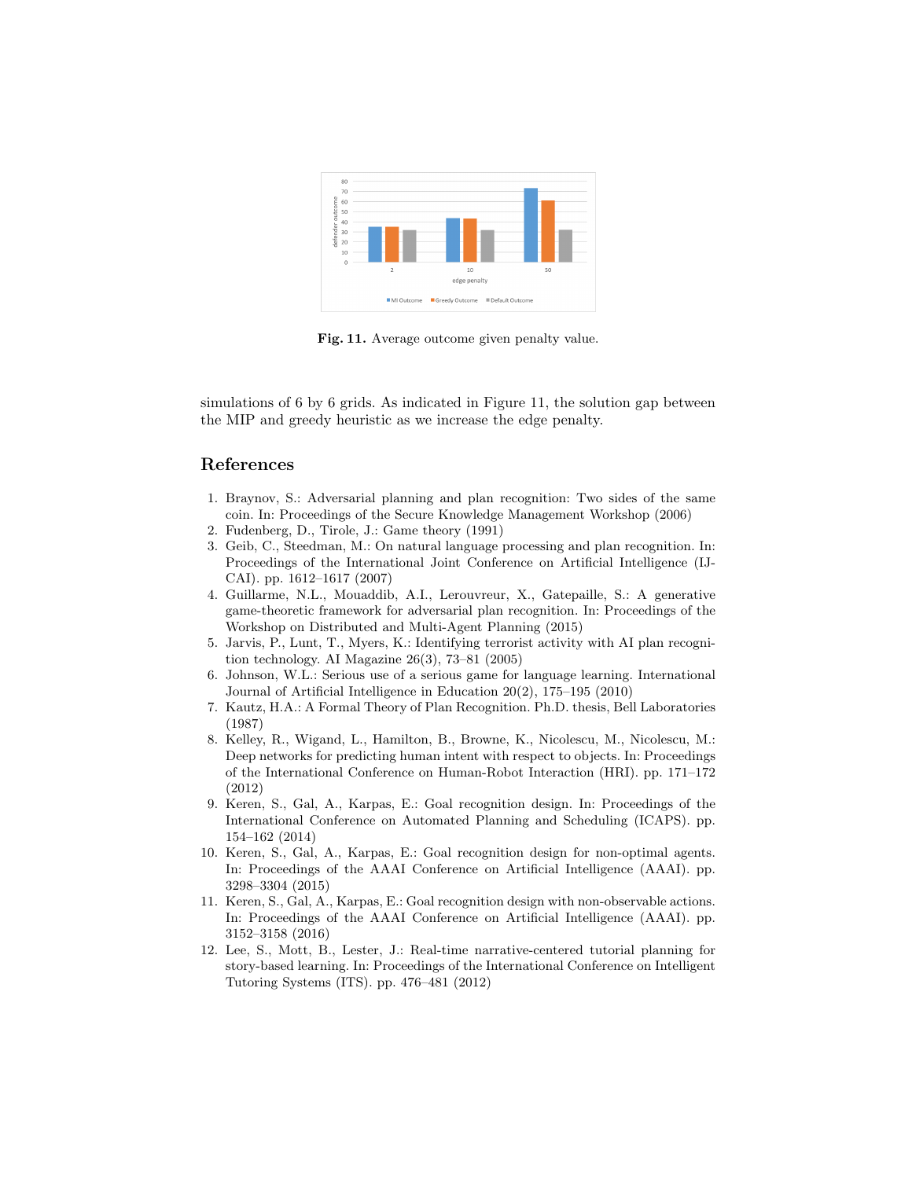Fig. 11. Average outcome given penalty value.

simulations of 6 by 6 grids. As indicated in Figure 11, the solution gap between the MIP and greedy heuristic as we increase the edge penalty.

## References

1. Braynov, S.: Adversarial planning and plan recognition: Two sides of the same coin. In: Proceedings of the Secure Knowledge Management Workshop (2006)
2. Fudenberg, D., Tirole, J.: Game theory (1991)
3. Geib, C., Steedman, M.: On natural language processing and plan recognition. In: Proceedings of the International Joint Conference on Artificial Intelligence (IJCAI). pp. 1612–1617 (2007)
4. Guillarme, N.L., Mouaddib, A.I., Lerouvreur, X., Gatepaille, S.: A generative game-theoretic framework for adversarial plan recognition. In: Proceedings of the Workshop on Distributed and Multi-Agent Planning (2015)
5. Jarvis, P., Lunt, T., Myers, K.: Identifying terrorist activity with AI plan recognition technology. AI Magazine 26(3), 73–81 (2005)
6. Johnson, W.L.: Serious use of a serious game for language learning. International Journal of Artificial Intelligence in Education 20(2), 175–195 (2010)
7. Kautz, H.A.: A Formal Theory of Plan Recognition. Ph.D. thesis, Bell Laboratories (1987)
8. Kelley, R., Wigand, L., Hamilton, B., Browne, K., Nicolescu, M., Nicolescu, M.: Deep networks for predicting human intent with respect to objects. In: Proceedings of the International Conference on Human-Robot Interaction (HRI). pp. 171–172 (2012)
9. Keren, S., Gal, A., Karpas, E.: Goal recognition design. In: Proceedings of the International Conference on Automated Planning and Scheduling (ICAPS). pp. 154–162 (2014)
10. Keren, S., Gal, A., Karpas, E.: Goal recognition design for non-optimal agents. In: Proceedings of the AAAI Conference on Artificial Intelligence (AAAI). pp. 3298–3304 (2015)
11. Keren, S., Gal, A., Karpas, E.: Goal recognition design with non-observable actions. In: Proceedings of the AAAI Conference on Artificial Intelligence (AAAI). pp. 3152–3158 (2016)
12. Lee, S., Mott, B., Lester, J.: Real-time narrative-centered tutorial planning for story-based learning. In: Proceedings of the International Conference on Intelligent Tutoring Systems (ITS). pp. 476–481 (2012)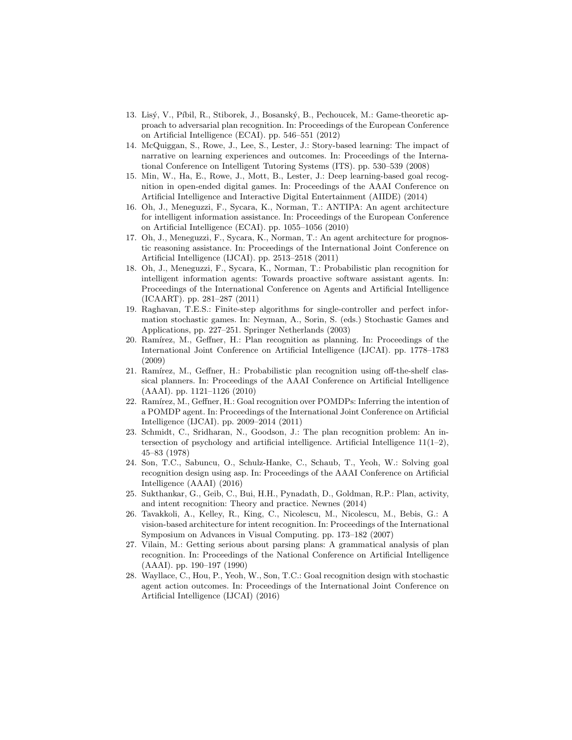13. Lisý, V., Píbil, R., Stiborek, J., Bosanský, B., Pechoucek, M.: Game-theoretic approach to adversarial plan recognition. In: Proceedings of the European Conference on Artificial Intelligence (ECAI). pp. 546–551 (2012)
14. McQuiggan, S., Rowe, J., Lee, S., Lester, J.: Story-based learning: The impact of narrative on learning experiences and outcomes. In: Proceedings of the International Conference on Intelligent Tutoring Systems (ITS). pp. 530–539 (2008)
15. Min, W., Ha, E., Rowe, J., Mott, B., Lester, J.: Deep learning-based goal recognition in open-ended digital games. In: Proceedings of the AAAI Conference on Artificial Intelligence and Interactive Digital Entertainment (AIIDE) (2014)
16. Oh, J., Meneguzzi, F., Sycara, K., Norman, T.: ANTIPA: An agent architecture for intelligent information assistance. In: Proceedings of the European Conference on Artificial Intelligence (ECAI). pp. 1055–1056 (2010)
17. Oh, J., Meneguzzi, F., Sycara, K., Norman, T.: An agent architecture for prognostic reasoning assistance. In: Proceedings of the International Joint Conference on Artificial Intelligence (IJCAI). pp. 2513–2518 (2011)
18. Oh, J., Meneguzzi, F., Sycara, K., Norman, T.: Probabilistic plan recognition for intelligent information agents: Towards proactive software assistant agents. In: Proceedings of the International Conference on Agents and Artificial Intelligence (ICAART). pp. 281–287 (2011)
19. Raghavan, T.E.S.: Finite-step algorithms for single-controller and perfect information stochastic games. In: Neyman, A., Sorin, S. (eds.) Stochastic Games and Applications, pp. 227–251. Springer Netherlands (2003)
20. Ramírez, M., Geffner, H.: Plan recognition as planning. In: Proceedings of the International Joint Conference on Artificial Intelligence (IJCAI). pp. 1778–1783 (2009)
21. Ramírez, M., Geffner, H.: Probabilistic plan recognition using off-the-shelf classical planners. In: Proceedings of the AAAI Conference on Artificial Intelligence (AAAI). pp. 1121–1126 (2010)
22. Ramírez, M., Geffner, H.: Goal recognition over POMDPs: Inferring the intention of a POMDP agent. In: Proceedings of the International Joint Conference on Artificial Intelligence (IJCAI). pp. 2009–2014 (2011)
23. Schmidt, C., Sridharan, N., Goodson, J.: The plan recognition problem: An intersection of psychology and artificial intelligence. Artificial Intelligence 11(1–2), 45–83 (1978)
24. Son, T.C., Sabuncu, O., Schulz-Hanke, C., Schaub, T., Yeoh, W.: Solving goal recognition design using asp. In: Proceedings of the AAAI Conference on Artificial Intelligence (AAAI) (2016)
25. Sukthankar, G., Geib, C., Bui, H.H., Pynadath, D., Goldman, R.P.: Plan, activity, and intent recognition: Theory and practice. Newnes (2014)
26. Tavakkoli, A., Kelley, R., King, C., Nicolescu, M., Nicolescu, M., Bebis, G.: A vision-based architecture for intent recognition. In: Proceedings of the International Symposium on Advances in Visual Computing. pp. 173–182 (2007)
27. Vilain, M.: Getting serious about parsing plans: A grammatical analysis of plan recognition. In: Proceedings of the National Conference on Artificial Intelligence (AAAI). pp. 190–197 (1990)
28. Wayllace, C., Hou, P., Yeoh, W., Son, T.C.: Goal recognition design with stochastic agent action outcomes. In: Proceedings of the International Joint Conference on Artificial Intelligence (IJCAI) (2016)